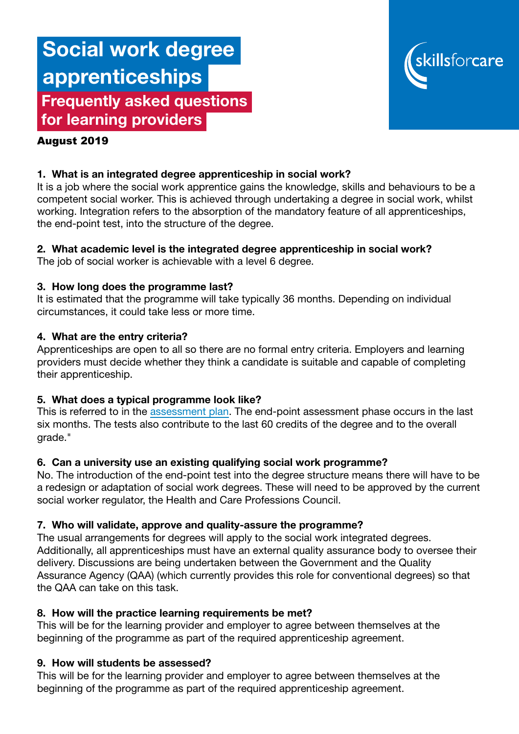# Social work degree apprenticeships

## Frequently asked questions for learning providers

**August 2019**

**1. What is an integrated degree apprenticeship in social work?**
It is a job where the social work apprentice gains the knowledge, skills and behaviours to be a competent social worker. This is achieved through undertaking a degree in social work, whilst working. Integration refers to the absorption of the mandatory feature of all apprenticeships, the end-point test, into the structure of the degree.

**2. What academic level is the integrated degree apprenticeship in social work?**
The job of social worker is achievable with a level 6 degree.

**3. How long does the programme last?**
It is estimated that the programme will take typically 36 months. Depending on individual circumstances, it could take less or more time.

**4. What are the entry criteria?**
Apprenticeships are open to all so there are no formal entry criteria. Employers and learning providers must decide whether they think a candidate is suitable and capable of completing their apprenticeship.

**5. What does a typical programme look like?**
This is referred to in the assessment plan. The end-point assessment phase occurs in the last six months. The tests also contribute to the last 60 credits of the degree and to the overall grade."

**6. Can a university use an existing qualifying social work programme?**
No. The introduction of the end-point test into the degree structure means there will have to be a redesign or adaptation of social work degrees. These will need to be approved by the current social worker regulator, the Health and Care Professions Council.

**7. Who will validate, approve and quality-assure the programme?**
The usual arrangements for degrees will apply to the social work integrated degrees. Additionally, all apprenticeships must have an external quality assurance body to oversee their delivery. Discussions are being undertaken between the Government and the Quality Assurance Agency (QAA) (which currently provides this role for conventional degrees) so that the QAA can take on this task.

**8. How will the practice learning requirements be met?**
This will be for the learning provider and employer to agree between themselves at the beginning of the programme as part of the required apprenticeship agreement.

**9. How will students be assessed?**
This will be for the learning provider and employer to agree between themselves at the beginning of the programme as part of the required apprenticeship agreement.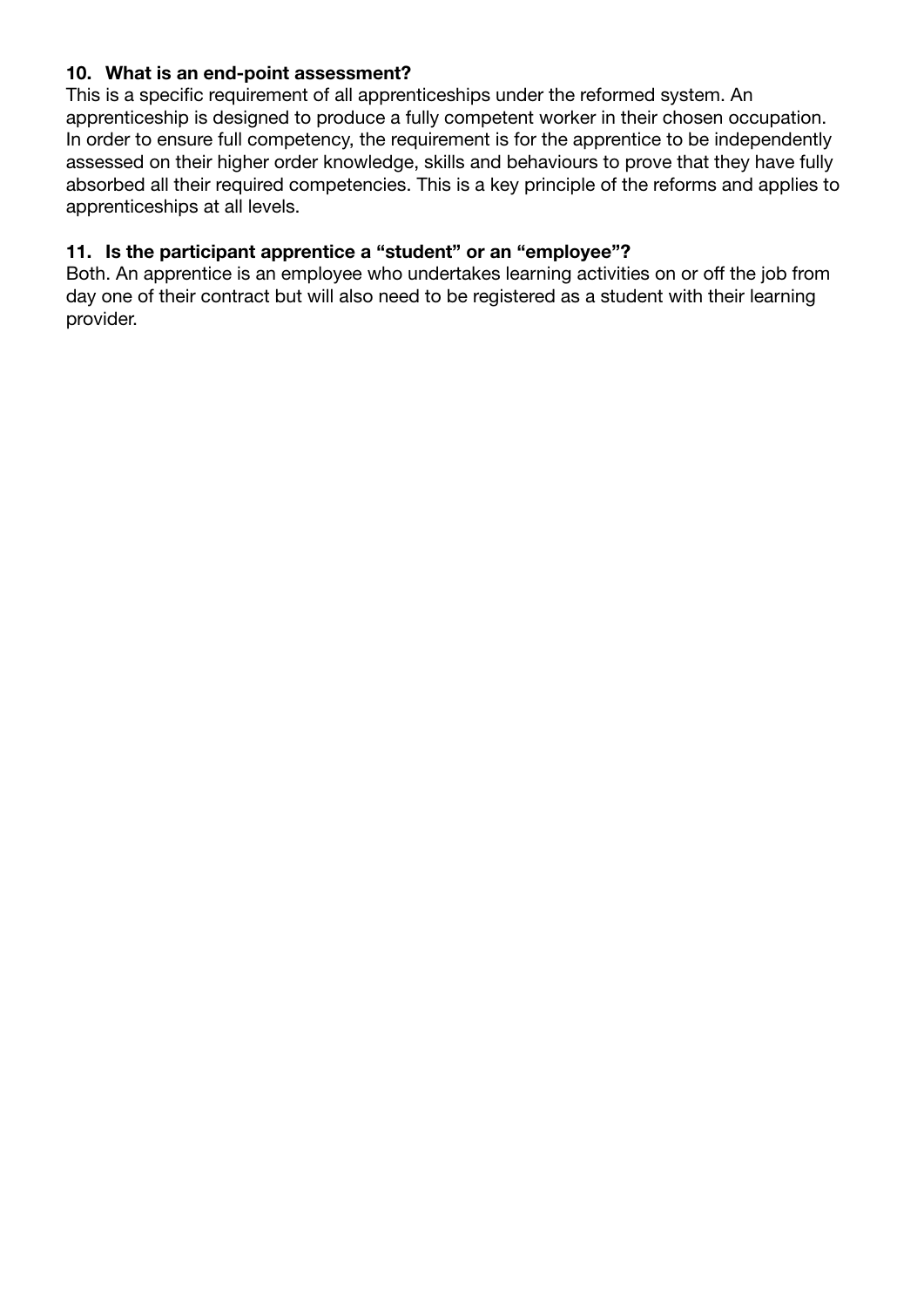**10. What is an end-point assessment?**

This is a specific requirement of all apprenticeships under the reformed system. An apprenticeship is designed to produce a fully competent worker in their chosen occupation. In order to ensure full competency, the requirement is for the apprentice to be independently assessed on their higher order knowledge, skills and behaviours to prove that they have fully absorbed all their required competencies. This is a key principle of the reforms and applies to apprenticeships at all levels.

**11. Is the participant apprentice a "student" or an "employee"?**

Both. An apprentice is an employee who undertakes learning activities on or off the job from day one of their contract but will also need to be registered as a student with their learning provider.